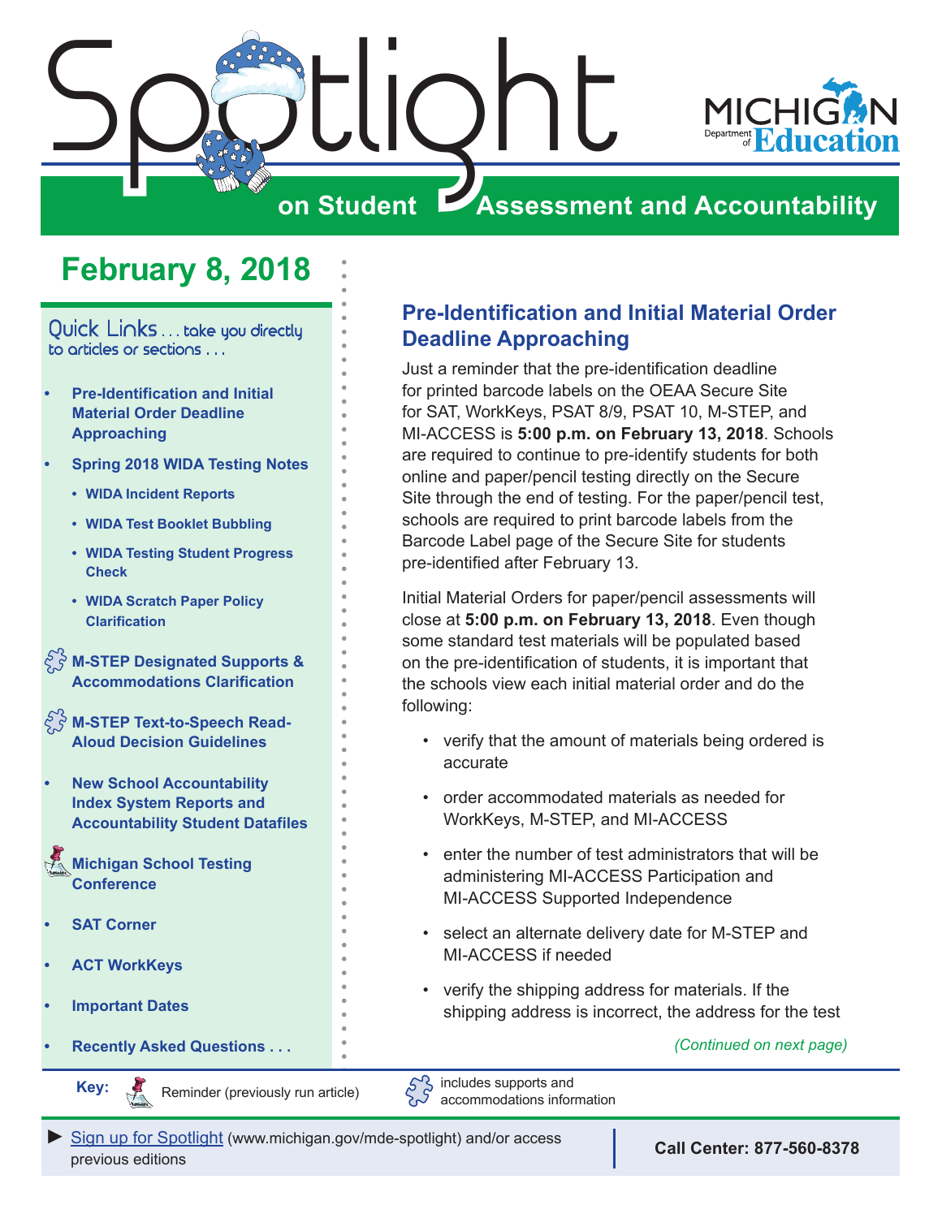# Spotlight on Student Assessment and Accountability

Michigan Department of Education

## February 8, 2018

Quick Links . . . take you directly to articles or sections . . .

- Pre-Identification and Initial Material Order Deadline Approaching
- Spring 2018 WIDA Testing Notes
  - WIDA Incident Reports
  - WIDA Test Booklet Bubbling
  - WIDA Testing Student Progress Check
  - WIDA Scratch Paper Policy Clarification
- M-STEP Designated Supports & Accommodations Clarification
- M-STEP Text-to-Speech Read-Aloud Decision Guidelines
- New School Accountability Index System Reports and Accountability Student Datafiles
- Michigan School Testing Conference
- SAT Corner
- ACT WorkKeys
- Important Dates
- Recently Asked Questions . . .

## Pre-Identification and Initial Material Order Deadline Approaching

Just a reminder that the pre-identification deadline for printed barcode labels on the OEAA Secure Site for SAT, WorkKeys, PSAT 8/9, PSAT 10, M-STEP, and MI-ACCESS is **5:00 p.m. on February 13, 2018**. Schools are required to continue to pre-identify students for both online and paper/pencil testing directly on the Secure Site through the end of testing. For the paper/pencil test, schools are required to print barcode labels from the Barcode Label page of the Secure Site for students pre-identified after February 13.

Initial Material Orders for paper/pencil assessments will close at **5:00 p.m. on February 13, 2018**. Even though some standard test materials will be populated based on the pre-identification of students, it is important that the schools view each initial material order and do the following:

- verify that the amount of materials being ordered is accurate
- order accommodated materials as needed for WorkKeys, M-STEP, and MI-ACCESS
- enter the number of test administrators that will be administering MI-ACCESS Participation and MI-ACCESS Supported Independence
- select an alternate delivery date for M-STEP and MI-ACCESS if needed
- verify the shipping address for materials. If the shipping address is incorrect, the address for the test

*(Continued on next page)*

Key: Reminder (previously run article) | includes supports and accommodations information

► Sign up for Spotlight (www.michigan.gov/mde-spotlight) and/or access previous editions

Call Center: 877-560-8378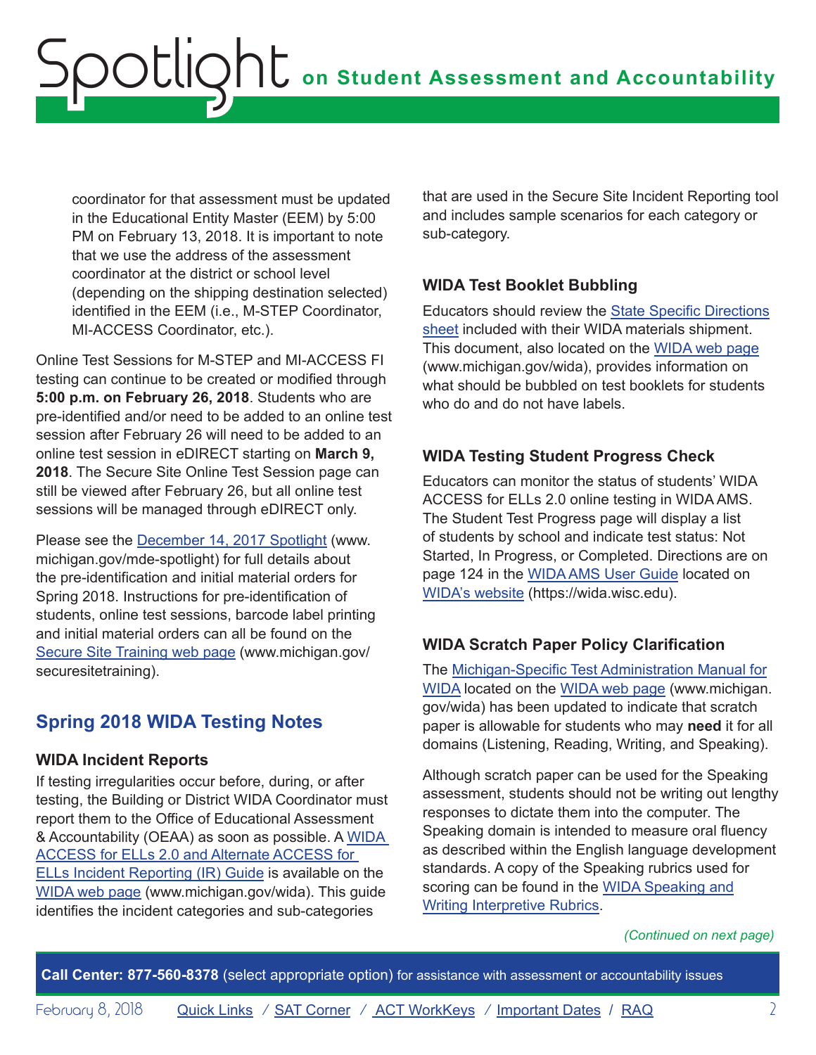coordinator for that assessment must be updated in the Educational Entity Master (EEM) by 5:00 PM on February 13, 2018. It is important to note that we use the address of the assessment coordinator at the district or school level (depending on the shipping destination selected) identified in the EEM (i.e., M-STEP Coordinator, MI-ACCESS Coordinator, etc.).

Online Test Sessions for M-STEP and MI-ACCESS FI testing can continue to be created or modified through **5:00 p.m. on February 26, 2018**. Students who are pre-identified and/or need to be added to an online test session after February 26 will need to be added to an online test session in eDIRECT starting on **March 9, 2018**. The Secure Site Online Test Session page can still be viewed after February 26, but all online test sessions will be managed through eDIRECT only.

Please see the [December 14, 2017 Spotlight](www.michigan.gov/mde-spotlight) (www.michigan.gov/mde-spotlight) for full details about the pre-identification and initial material orders for Spring 2018. Instructions for pre-identification of students, online test sessions, barcode label printing and initial material orders can all be found on the [Secure Site Training web page](www.michigan.gov/securesitetraining) (www.michigan.gov/securesitetraining).

## Spring 2018 WIDA Testing Notes

### WIDA Incident Reports

If testing irregularities occur before, during, or after testing, the Building or District WIDA Coordinator must report them to the Office of Educational Assessment & Accountability (OEAA) as soon as possible. A WIDA ACCESS for ELLs 2.0 and Alternate ACCESS for ELLs Incident Reporting (IR) Guide is available on the WIDA web page (www.michigan.gov/wida). This guide identifies the incident categories and sub-categories that are used in the Secure Site Incident Reporting tool and includes sample scenarios for each category or sub-category.

### WIDA Test Booklet Bubbling

Educators should review the State Specific Directions sheet included with their WIDA materials shipment. This document, also located on the WIDA web page (www.michigan.gov/wida), provides information on what should be bubbled on test booklets for students who do and do not have labels.

### WIDA Testing Student Progress Check

Educators can monitor the status of students' WIDA ACCESS for ELLs 2.0 online testing in WIDA AMS. The Student Test Progress page will display a list of students by school and indicate test status: Not Started, In Progress, or Completed. Directions are on page 124 in the WIDA AMS User Guide located on WIDA's website (https://wida.wisc.edu).

### WIDA Scratch Paper Policy Clarification

The Michigan-Specific Test Administration Manual for WIDA located on the WIDA web page (www.michigan.gov/wida) has been updated to indicate that scratch paper is allowable for students who may **need** it for all domains (Listening, Reading, Writing, and Speaking).

Although scratch paper can be used for the Speaking assessment, students should not be writing out lengthy responses to dictate them into the computer. The Speaking domain is intended to measure oral fluency as described within the English language development standards. A copy of the Speaking rubrics used for scoring can be found in the WIDA Speaking and Writing Interpretive Rubrics.

*(Continued on next page)*

**Call Center: 877-560-8378** (select appropriate option) for assistance with assessment or accountability issues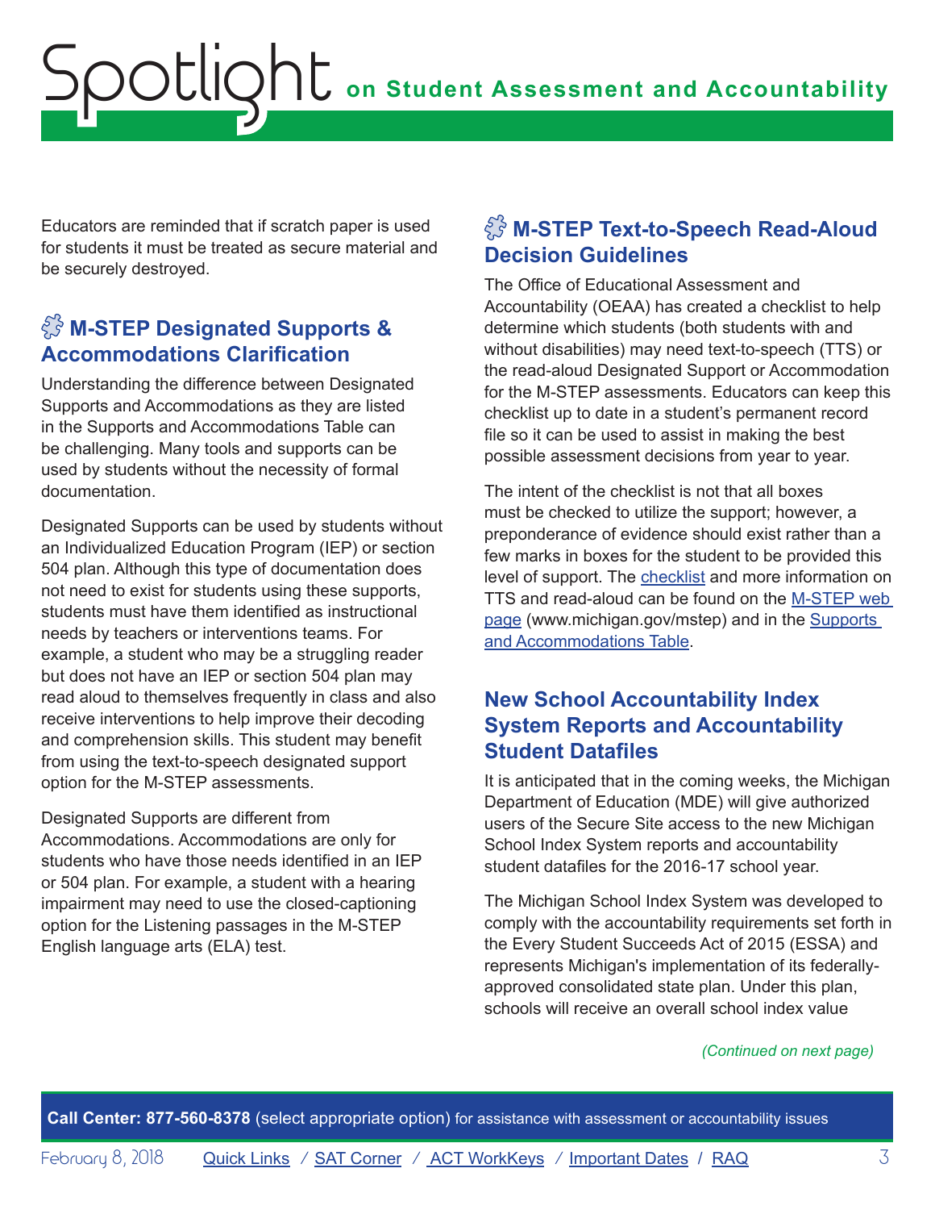Educators are reminded that if scratch paper is used for students it must be treated as secure material and be securely destroyed.

## M-STEP Designated Supports & Accommodations Clarification

Understanding the difference between Designated Supports and Accommodations as they are listed in the Supports and Accommodations Table can be challenging. Many tools and supports can be used by students without the necessity of formal documentation.

Designated Supports can be used by students without an Individualized Education Program (IEP) or section 504 plan. Although this type of documentation does not need to exist for students using these supports, students must have them identified as instructional needs by teachers or interventions teams. For example, a student who may be a struggling reader but does not have an IEP or section 504 plan may read aloud to themselves frequently in class and also receive interventions to help improve their decoding and comprehension skills. This student may benefit from using the text-to-speech designated support option for the M-STEP assessments.

Designated Supports are different from Accommodations. Accommodations are only for students who have those needs identified in an IEP or 504 plan. For example, a student with a hearing impairment may need to use the closed-captioning option for the Listening passages in the M-STEP English language arts (ELA) test.

## M-STEP Text-to-Speech Read-Aloud Decision Guidelines

The Office of Educational Assessment and Accountability (OEAA) has created a checklist to help determine which students (both students with and without disabilities) may need text-to-speech (TTS) or the read-aloud Designated Support or Accommodation for the M-STEP assessments. Educators can keep this checklist up to date in a student's permanent record file so it can be used to assist in making the best possible assessment decisions from year to year.

The intent of the checklist is not that all boxes must be checked to utilize the support; however, a preponderance of evidence should exist rather than a few marks in boxes for the student to be provided this level of support. The checklist and more information on TTS and read-aloud can be found on the M-STEP web page (www.michigan.gov/mstep) and in the Supports and Accommodations Table.

## New School Accountability Index System Reports and Accountability Student Datafiles

It is anticipated that in the coming weeks, the Michigan Department of Education (MDE) will give authorized users of the Secure Site access to the new Michigan School Index System reports and accountability student datafiles for the 2016-17 school year.

The Michigan School Index System was developed to comply with the accountability requirements set forth in the Every Student Succeeds Act of 2015 (ESSA) and represents Michigan's implementation of its federally-approved consolidated state plan. Under this plan, schools will receive an overall school index value

*(Continued on next page)*

**Call Center: 877-560-8378** (select appropriate option) for assistance with assessment or accountability issues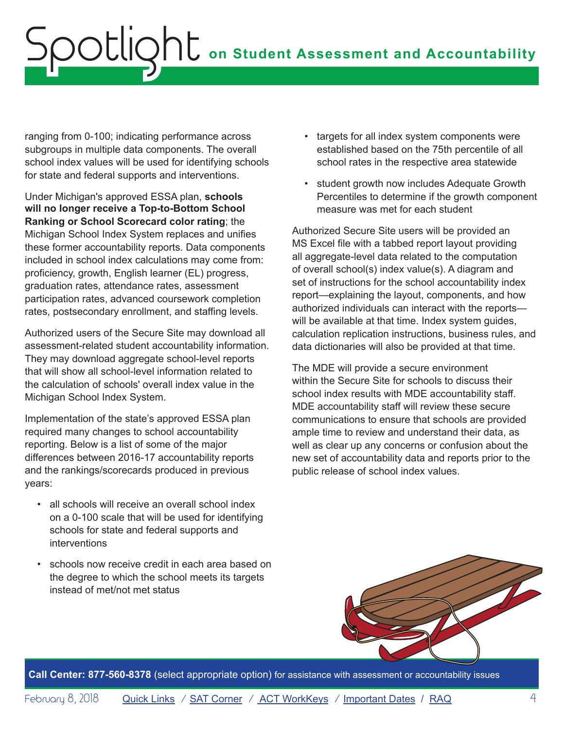ranging from 0-100; indicating performance across subgroups in multiple data components. The overall school index values will be used for identifying schools for state and federal supports and interventions.

Under Michigan's approved ESSA plan, **schools will no longer receive a Top-to-Bottom School Ranking or School Scorecard color rating**; the Michigan School Index System replaces and unifies these former accountability reports. Data components included in school index calculations may come from: proficiency, growth, English learner (EL) progress, graduation rates, attendance rates, assessment participation rates, advanced coursework completion rates, postsecondary enrollment, and staffing levels.

Authorized users of the Secure Site may download all assessment-related student accountability information. They may download aggregate school-level reports that will show all school-level information related to the calculation of schools' overall index value in the Michigan School Index System.

Implementation of the state's approved ESSA plan required many changes to school accountability reporting. Below is a list of some of the major differences between 2016-17 accountability reports and the rankings/scorecards produced in previous years:

- all schools will receive an overall school index on a 0-100 scale that will be used for identifying schools for state and federal supports and interventions
- schools now receive credit in each area based on the degree to which the school meets its targets instead of met/not met status
- targets for all index system components were established based on the 75th percentile of all school rates in the respective area statewide
- student growth now includes Adequate Growth Percentiles to determine if the growth component measure was met for each student

Authorized Secure Site users will be provided an MS Excel file with a tabbed report layout providing all aggregate-level data related to the computation of overall school(s) index value(s). A diagram and set of instructions for the school accountability index report—explaining the layout, components, and how authorized individuals can interact with the reports—will be available at that time. Index system guides, calculation replication instructions, business rules, and data dictionaries will also be provided at that time.

The MDE will provide a secure environment within the Secure Site for schools to discuss their school index results with MDE accountability staff. MDE accountability staff will review these secure communications to ensure that schools are provided ample time to review and understand their data, as well as clear up any concerns or confusion about the new set of accountability data and reports prior to the public release of school index values.

**Call Center: 877-560-8378** (select appropriate option) for assistance with assessment or accountability issues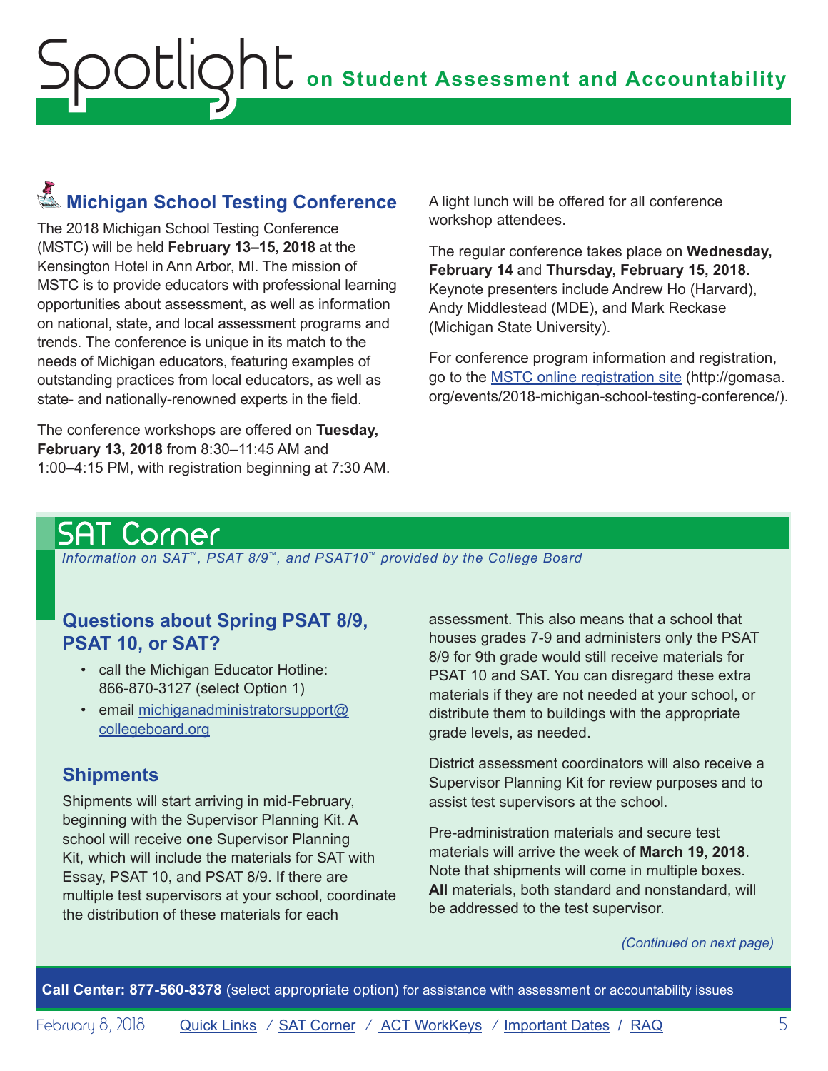## Michigan School Testing Conference

The 2018 Michigan School Testing Conference (MSTC) will be held **February 13–15, 2018** at the Kensington Hotel in Ann Arbor, MI. The mission of MSTC is to provide educators with professional learning opportunities about assessment, as well as information on national, state, and local assessment programs and trends. The conference is unique in its match to the needs of Michigan educators, featuring examples of outstanding practices from local educators, as well as state- and nationally-renowned experts in the field.

The conference workshops are offered on **Tuesday, February 13, 2018** from 8:30–11:45 AM and 1:00–4:15 PM, with registration beginning at 7:30 AM. A light lunch will be offered for all conference workshop attendees.

The regular conference takes place on **Wednesday, February 14** and **Thursday, February 15, 2018**. Keynote presenters include Andrew Ho (Harvard), Andy Middlestead (MDE), and Mark Reckase (Michigan State University).

For conference program information and registration, go to the MSTC online registration site (http://gomasa.org/events/2018-michigan-school-testing-conference/).

# SAT Corner

*Information on SAT™, PSAT 8/9™, and PSAT10™ provided by the College Board*

### Questions about Spring PSAT 8/9, PSAT 10, or SAT?

- call the Michigan Educator Hotline: 866-870-3127 (select Option 1)
- email michiganadministratorsupport@collegeboard.org

### Shipments

Shipments will start arriving in mid-February, beginning with the Supervisor Planning Kit. A school will receive **one** Supervisor Planning Kit, which will include the materials for SAT with Essay, PSAT 10, and PSAT 8/9. If there are multiple test supervisors at your school, coordinate the distribution of these materials for each assessment. This also means that a school that houses grades 7-9 and administers only the PSAT 8/9 for 9th grade would still receive materials for PSAT 10 and SAT. You can disregard these extra materials if they are not needed at your school, or distribute them to buildings with the appropriate grade levels, as needed.

District assessment coordinators will also receive a Supervisor Planning Kit for review purposes and to assist test supervisors at the school.

Pre-administration materials and secure test materials will arrive the week of **March 19, 2018**. Note that shipments will come in multiple boxes. **All** materials, both standard and nonstandard, will be addressed to the test supervisor.

*(Continued on next page)*

**Call Center: 877-560-8378** (select appropriate option) for assistance with assessment or accountability issues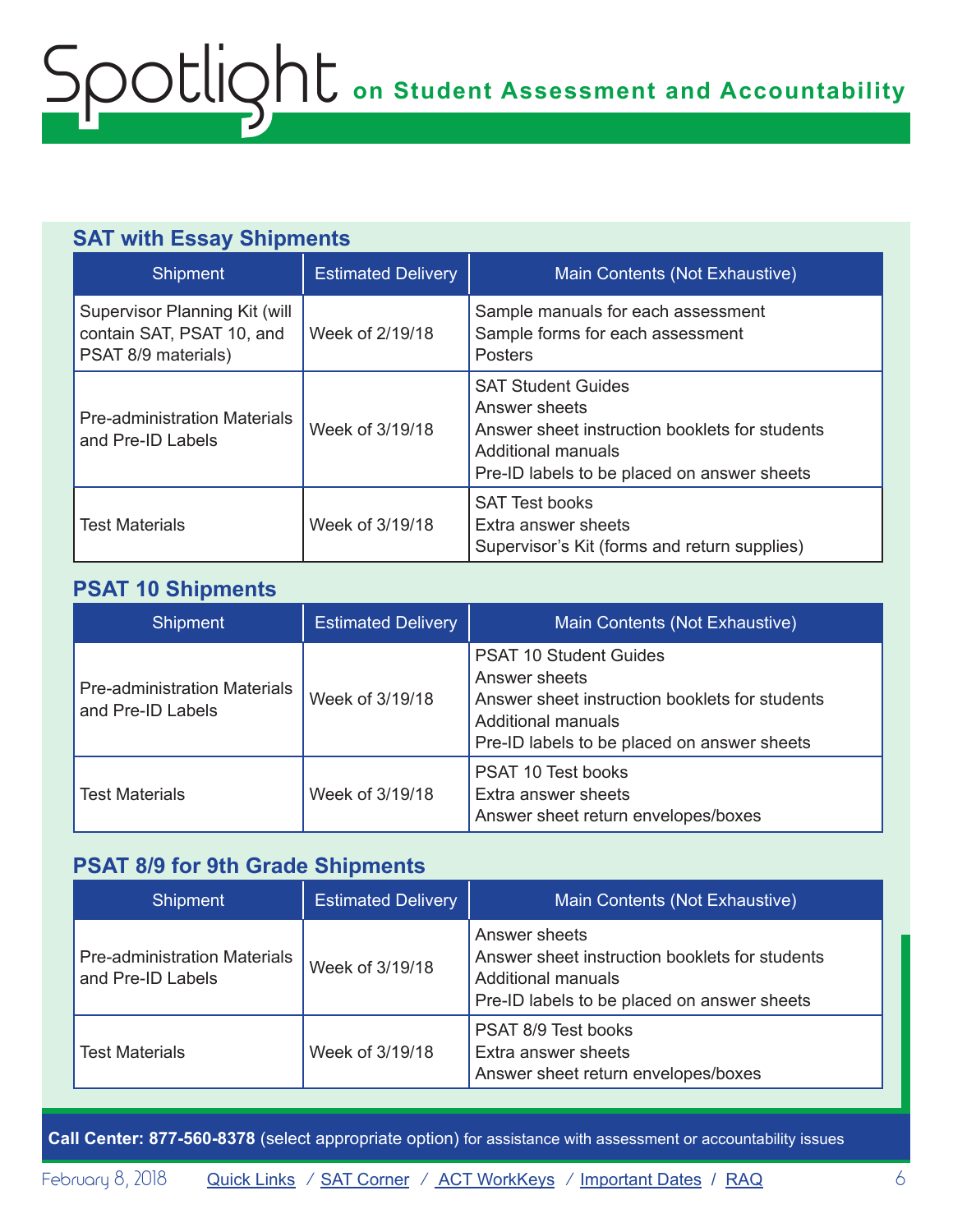## SAT with Essay Shipments

| Shipment | Estimated Delivery | Main Contents (Not Exhaustive) |
|---|---|---|
| Supervisor Planning Kit (will contain SAT, PSAT 10, and PSAT 8/9 materials) | Week of 2/19/18 | Sample manuals for each assessment<br>Sample forms for each assessment<br>Posters |
| Pre-administration Materials and Pre-ID Labels | Week of 3/19/18 | SAT Student Guides<br>Answer sheets<br>Answer sheet instruction booklets for students<br>Additional manuals<br>Pre-ID labels to be placed on answer sheets |
| Test Materials | Week of 3/19/18 | SAT Test books<br>Extra answer sheets<br>Supervisor's Kit (forms and return supplies) |

## PSAT 10 Shipments

| Shipment | Estimated Delivery | Main Contents (Not Exhaustive) |
|---|---|---|
| Pre-administration Materials and Pre-ID Labels | Week of 3/19/18 | PSAT 10 Student Guides<br>Answer sheets<br>Answer sheet instruction booklets for students<br>Additional manuals<br>Pre-ID labels to be placed on answer sheets |
| Test Materials | Week of 3/19/18 | PSAT 10 Test books<br>Extra answer sheets<br>Answer sheet return envelopes/boxes |

## PSAT 8/9 for 9th Grade Shipments

| Shipment | Estimated Delivery | Main Contents (Not Exhaustive) |
|---|---|---|
| Pre-administration Materials and Pre-ID Labels | Week of 3/19/18 | Answer sheets<br>Answer sheet instruction booklets for students<br>Additional manuals<br>Pre-ID labels to be placed on answer sheets |
| Test Materials | Week of 3/19/18 | PSAT 8/9 Test books<br>Extra answer sheets<br>Answer sheet return envelopes/boxes |

**Call Center: 877-560-8378** (select appropriate option) for assistance with assessment or accountability issues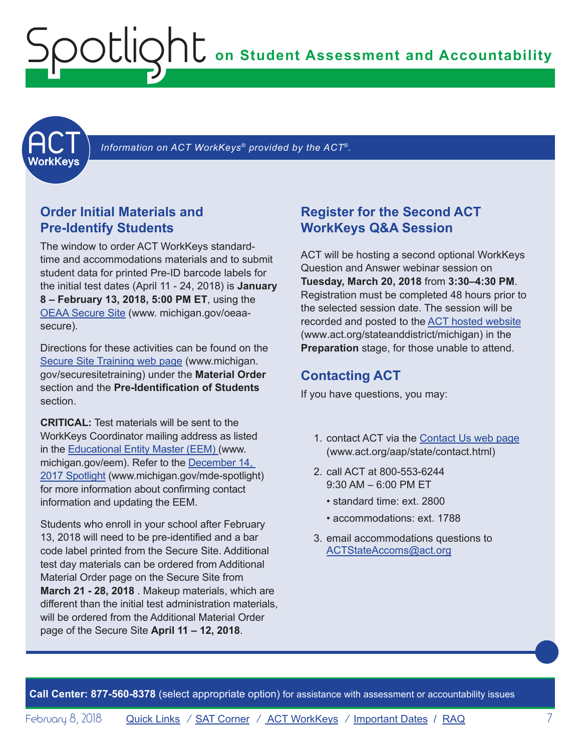## ACT WorkKeys

*Information on ACT WorkKeys® provided by the ACT®.*

### Order Initial Materials and Pre-Identify Students

The window to order ACT WorkKeys standard-time and accommodations materials and to submit student data for printed Pre-ID barcode labels for the initial test dates (April 11 - 24, 2018) is **January 8 – February 13, 2018, 5:00 PM ET**, using the OEAA Secure Site (www. michigan.gov/oeaa-secure).

Directions for these activities can be found on the Secure Site Training web page (www.michigan.gov/securesitetraining) under the **Material Order** section and the **Pre-Identification of Students** section.

**CRITICAL:** Test materials will be sent to the WorkKeys Coordinator mailing address as listed in the Educational Entity Master (EEM) (www.michigan.gov/eem). Refer to the December 14, 2017 Spotlight (www.michigan.gov/mde-spotlight) for more information about confirming contact information and updating the EEM.

Students who enroll in your school after February 13, 2018 will need to be pre-identified and a bar code label printed from the Secure Site. Additional test day materials can be ordered from Additional Material Order page on the Secure Site from **March 21 - 28, 2018** . Makeup materials, which are different than the initial test administration materials, will be ordered from the Additional Material Order page of the Secure Site **April 11 – 12, 2018**.

### Register for the Second ACT WorkKeys Q&A Session

ACT will be hosting a second optional WorkKeys Question and Answer webinar session on **Tuesday, March 20, 2018** from **3:30–4:30 PM**. Registration must be completed 48 hours prior to the selected session date. The session will be recorded and posted to the ACT hosted website (www.act.org/stateanddistrict/michigan) in the **Preparation** stage, for those unable to attend.

### Contacting ACT

If you have questions, you may:

1. contact ACT via the Contact Us web page (www.act.org/aap/state/contact.html)
2. call ACT at 800-553-6244 9:30 AM – 6:00 PM ET
   - standard time: ext. 2800
   - accommodations: ext. 1788
3. email accommodations questions to ACTStateAccoms@act.org

**Call Center: 877-560-8378** (select appropriate option) for assistance with assessment or accountability issues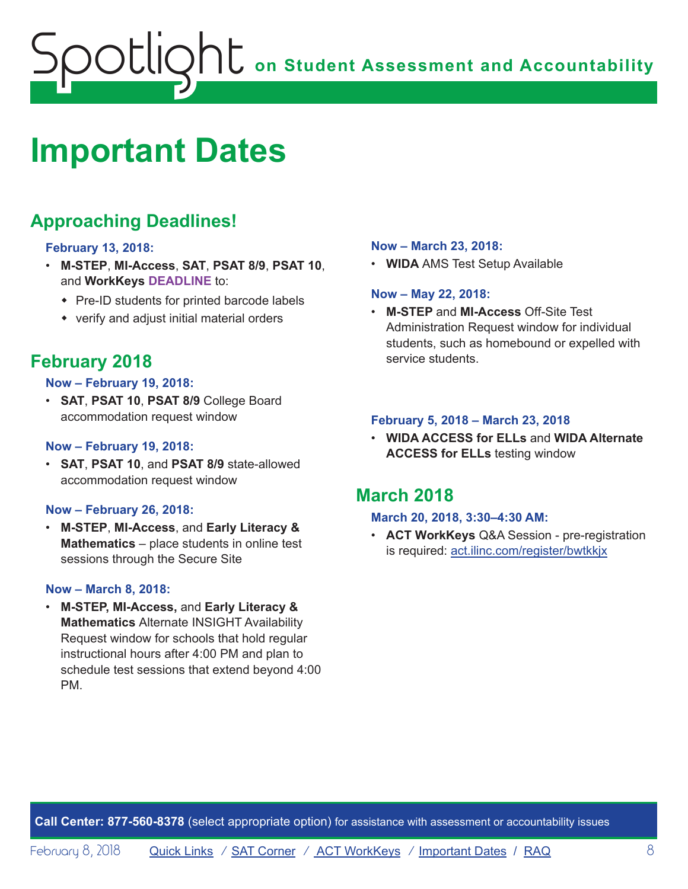# Important Dates

## Approaching Deadlines!

### February 13, 2018:

- **M-STEP**, **MI-Access**, **SAT**, **PSAT 8/9**, **PSAT 10**, and **WorkKeys** **DEADLINE** to:
  - Pre-ID students for printed barcode labels
  - verify and adjust initial material orders

## February 2018

### Now – February 19, 2018:

- **SAT**, **PSAT 10**, **PSAT 8/9** College Board accommodation request window

### Now – February 19, 2018:

- **SAT**, **PSAT 10**, and **PSAT 8/9** state-allowed accommodation request window

### Now – February 26, 2018:

- **M-STEP**, **MI-Access**, and **Early Literacy & Mathematics** – place students in online test sessions through the Secure Site

### Now – March 8, 2018:

- **M-STEP, MI-Access,** and **Early Literacy & Mathematics** Alternate INSIGHT Availability Request window for schools that hold regular instructional hours after 4:00 PM and plan to schedule test sessions that extend beyond 4:00 PM.

### Now – March 23, 2018:

- **WIDA** AMS Test Setup Available

### Now – May 22, 2018:

- **M-STEP** and **MI-Access** Off-Site Test Administration Request window for individual students, such as homebound or expelled with service students.

### February 5, 2018 – March 23, 2018

- **WIDA ACCESS for ELLs** and **WIDA Alternate ACCESS for ELLs** testing window

## March 2018

### March 20, 2018, 3:30–4:30 AM:

- **ACT WorkKeys** Q&A Session - pre-registration is required: act.ilinc.com/register/bwtkkjx

**Call Center: 877-560-8378** (select appropriate option) for assistance with assessment or accountability issues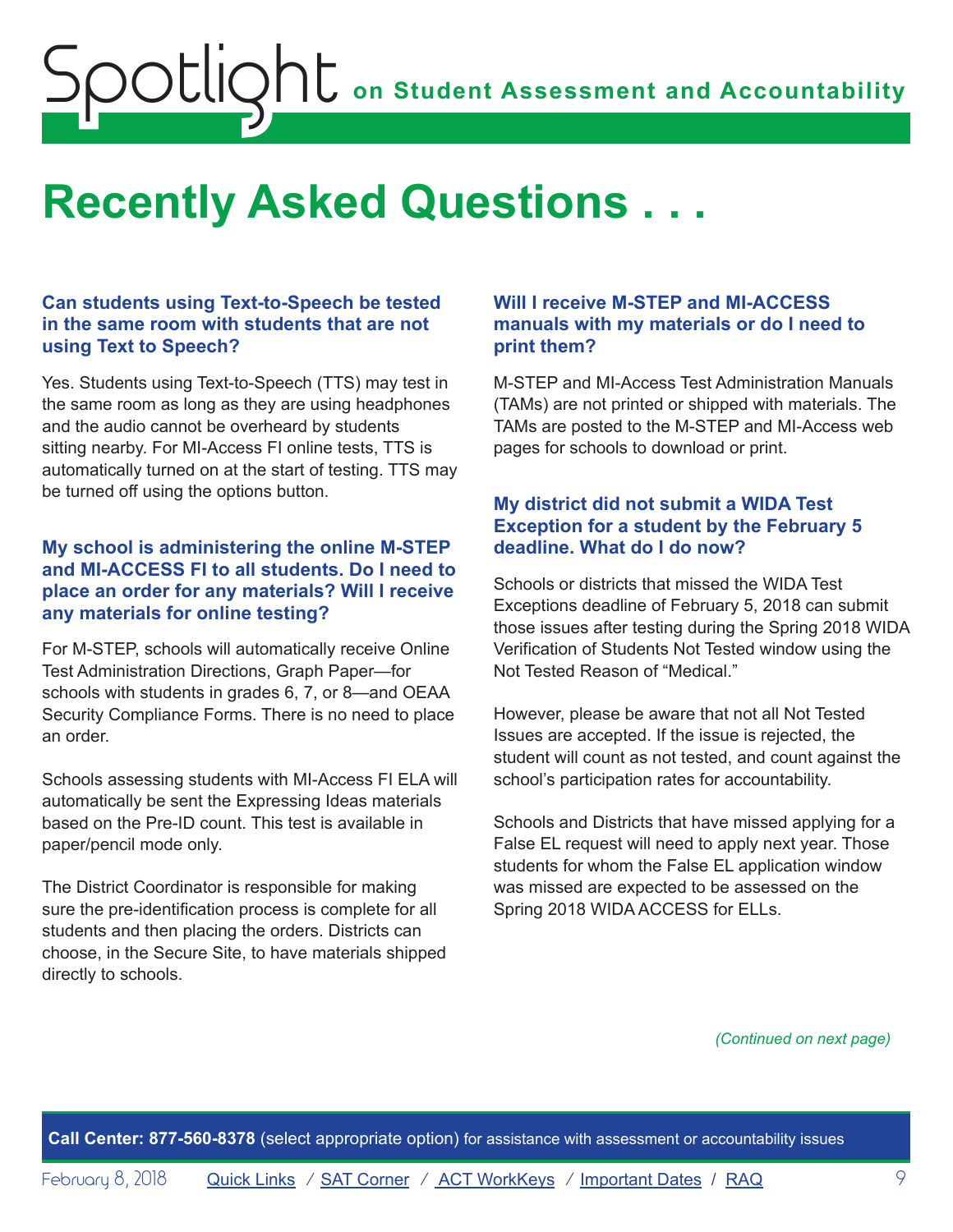# Recently Asked Questions . . .

### Can students using Text-to-Speech be tested in the same room with students that are not using Text to Speech?

Yes. Students using Text-to-Speech (TTS) may test in the same room as long as they are using headphones and the audio cannot be overheard by students sitting nearby. For MI-Access FI online tests, TTS is automatically turned on at the start of testing. TTS may be turned off using the options button.

### My school is administering the online M-STEP and MI-ACCESS FI to all students. Do I need to place an order for any materials? Will I receive any materials for online testing?

For M-STEP, schools will automatically receive Online Test Administration Directions, Graph Paper—for schools with students in grades 6, 7, or 8—and OEAA Security Compliance Forms. There is no need to place an order.

Schools assessing students with MI-Access FI ELA will automatically be sent the Expressing Ideas materials based on the Pre-ID count. This test is available in paper/pencil mode only.

The District Coordinator is responsible for making sure the pre-identification process is complete for all students and then placing the orders. Districts can choose, in the Secure Site, to have materials shipped directly to schools.

### Will I receive M-STEP and MI-ACCESS manuals with my materials or do I need to print them?

M-STEP and MI-Access Test Administration Manuals (TAMs) are not printed or shipped with materials. The TAMs are posted to the M-STEP and MI-Access web pages for schools to download or print.

### My district did not submit a WIDA Test Exception for a student by the February 5 deadline. What do I do now?

Schools or districts that missed the WIDA Test Exceptions deadline of February 5, 2018 can submit those issues after testing during the Spring 2018 WIDA Verification of Students Not Tested window using the Not Tested Reason of "Medical."

However, please be aware that not all Not Tested Issues are accepted. If the issue is rejected, the student will count as not tested, and count against the school's participation rates for accountability.

Schools and Districts that have missed applying for a False EL request will need to apply next year. Those students for whom the False EL application window was missed are expected to be assessed on the Spring 2018 WIDA ACCESS for ELLs.

*(Continued on next page)*

**Call Center: 877-560-8378** (select appropriate option) for assistance with assessment or accountability issues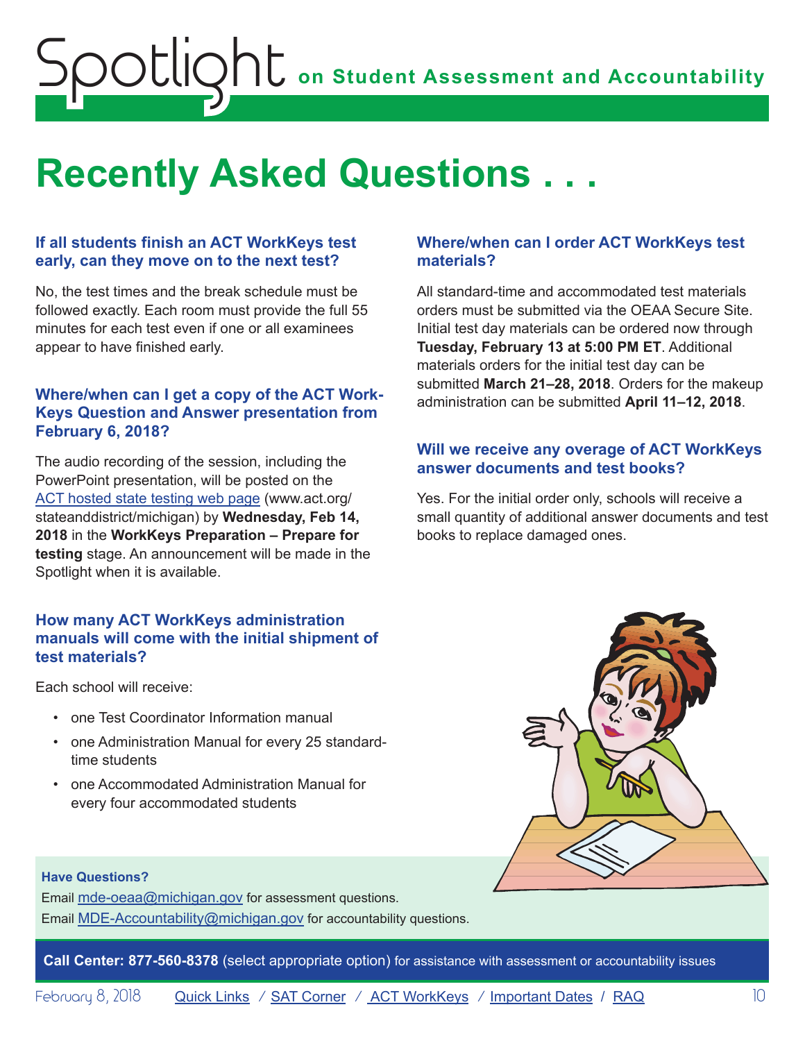# Recently Asked Questions . . .

### If all students finish an ACT WorkKeys test early, can they move on to the next test?

No, the test times and the break schedule must be followed exactly. Each room must provide the full 55 minutes for each test even if one or all examinees appear to have finished early.

### Where/when can I get a copy of the ACT WorkKeys Question and Answer presentation from February 6, 2018?

The audio recording of the session, including the PowerPoint presentation, will be posted on the [ACT hosted state testing web page](www.act.org/stateanddistrict/michigan) (www.act.org/stateanddistrict/michigan) by **Wednesday, Feb 14, 2018** in the **WorkKeys Preparation – Prepare for testing** stage. An announcement will be made in the Spotlight when it is available.

### How many ACT WorkKeys administration manuals will come with the initial shipment of test materials?

Each school will receive:

- one Test Coordinator Information manual
- one Administration Manual for every 25 standard-time students
- one Accommodated Administration Manual for every four accommodated students

### Where/when can I order ACT WorkKeys test materials?

All standard-time and accommodated test materials orders must be submitted via the OEAA Secure Site. Initial test day materials can be ordered now through **Tuesday, February 13 at 5:00 PM ET**. Additional materials orders for the initial test day can be submitted **March 21–28, 2018**. Orders for the makeup administration can be submitted **April 11–12, 2018**.

### Will we receive any overage of ACT WorkKeys answer documents and test books?

Yes. For the initial order only, schools will receive a small quantity of additional answer documents and test books to replace damaged ones.

**Have Questions?**

Email mde-oeaa@michigan.gov for assessment questions.

Email MDE-Accountability@michigan.gov for accountability questions.

**Call Center: 877-560-8378** (select appropriate option) for assistance with assessment or accountability issues